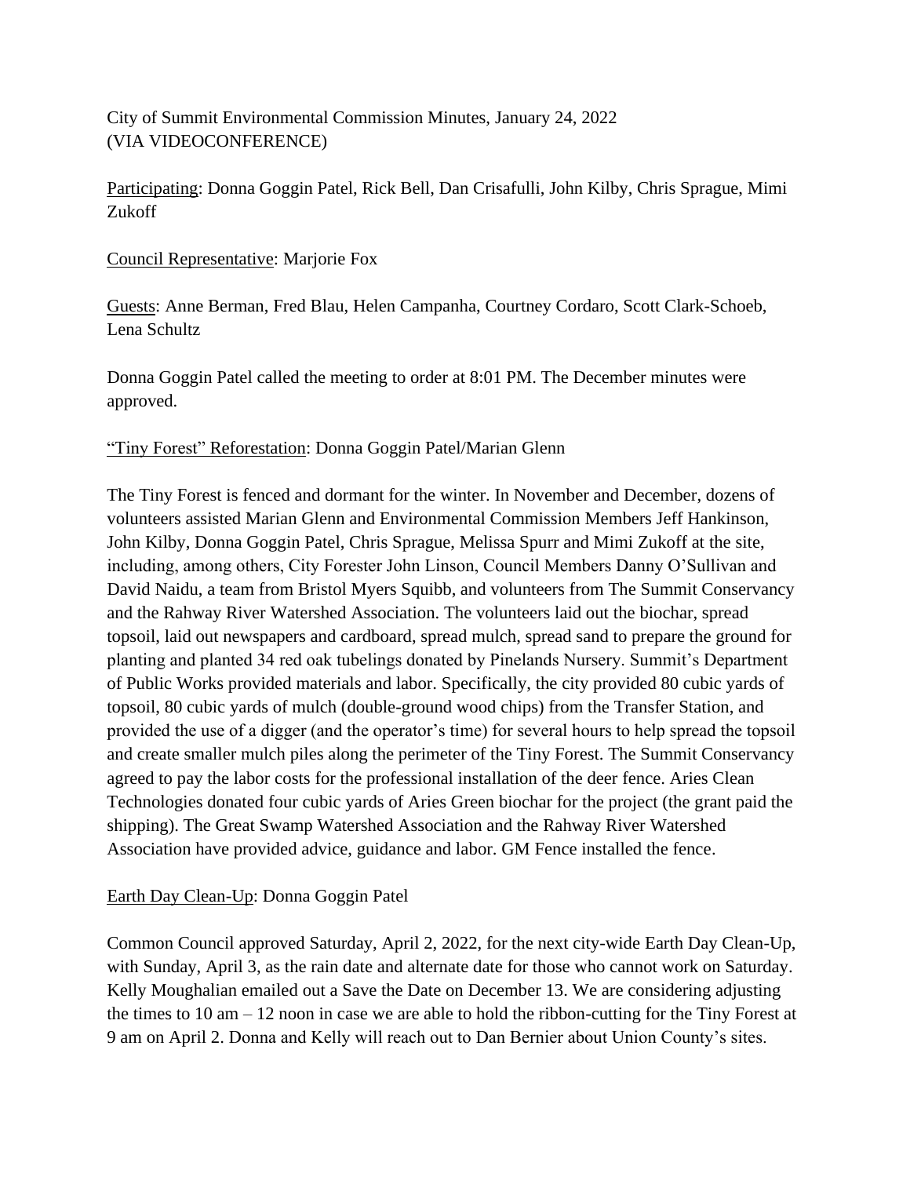City of Summit Environmental Commission Minutes, January 24, 2022
(VIA VIDEOCONFERENCE)

Participating: Donna Goggin Patel, Rick Bell, Dan Crisafulli, John Kilby, Chris Sprague, Mimi Zukoff

Council Representative: Marjorie Fox

Guests: Anne Berman, Fred Blau, Helen Campanha, Courtney Cordaro, Scott Clark-Schoeb, Lena Schultz

Donna Goggin Patel called the meeting to order at 8:01 PM. The December minutes were approved.

"Tiny Forest" Reforestation: Donna Goggin Patel/Marian Glenn

The Tiny Forest is fenced and dormant for the winter. In November and December, dozens of volunteers assisted Marian Glenn and Environmental Commission Members Jeff Hankinson, John Kilby, Donna Goggin Patel, Chris Sprague, Melissa Spurr and Mimi Zukoff at the site, including, among others, City Forester John Linson, Council Members Danny O'Sullivan and David Naidu, a team from Bristol Myers Squibb, and volunteers from The Summit Conservancy and the Rahway River Watershed Association. The volunteers laid out the biochar, spread topsoil, laid out newspapers and cardboard, spread mulch, spread sand to prepare the ground for planting and planted 34 red oak tubelings donated by Pinelands Nursery. Summit's Department of Public Works provided materials and labor. Specifically, the city provided 80 cubic yards of topsoil, 80 cubic yards of mulch (double-ground wood chips) from the Transfer Station, and provided the use of a digger (and the operator's time) for several hours to help spread the topsoil and create smaller mulch piles along the perimeter of the Tiny Forest. The Summit Conservancy agreed to pay the labor costs for the professional installation of the deer fence. Aries Clean Technologies donated four cubic yards of Aries Green biochar for the project (the grant paid the shipping). The Great Swamp Watershed Association and the Rahway River Watershed Association have provided advice, guidance and labor. GM Fence installed the fence.

Earth Day Clean-Up: Donna Goggin Patel

Common Council approved Saturday, April 2, 2022, for the next city-wide Earth Day Clean-Up, with Sunday, April 3, as the rain date and alternate date for those who cannot work on Saturday. Kelly Moughalian emailed out a Save the Date on December 13. We are considering adjusting the times to 10 am – 12 noon in case we are able to hold the ribbon-cutting for the Tiny Forest at 9 am on April 2. Donna and Kelly will reach out to Dan Bernier about Union County's sites.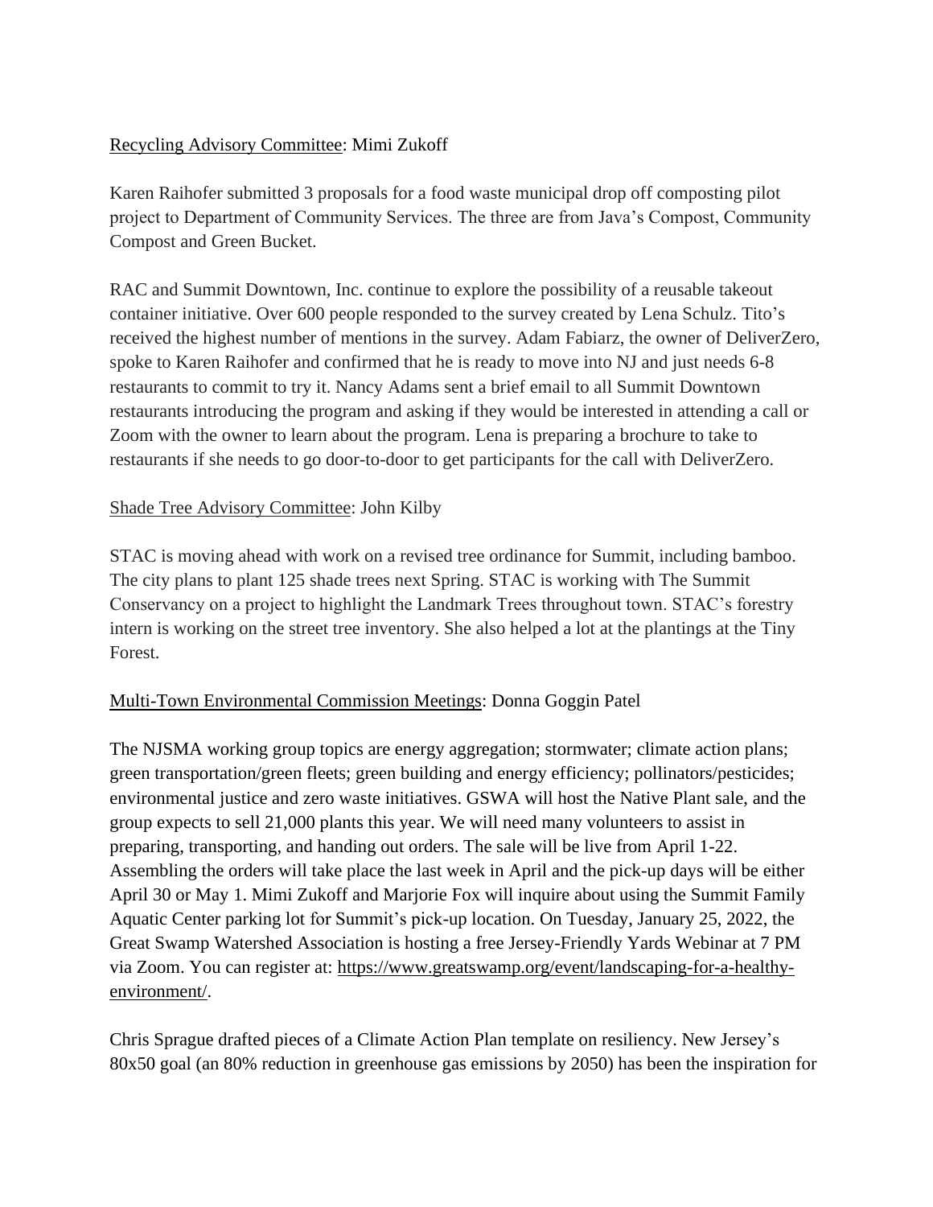Recycling Advisory Committee: Mimi Zukoff

Karen Raihofer submitted 3 proposals for a food waste municipal drop off composting pilot project to Department of Community Services. The three are from Java's Compost, Community Compost and Green Bucket.

RAC and Summit Downtown, Inc. continue to explore the possibility of a reusable takeout container initiative. Over 600 people responded to the survey created by Lena Schulz. Tito's received the highest number of mentions in the survey. Adam Fabiarz, the owner of DeliverZero, spoke to Karen Raihofer and confirmed that he is ready to move into NJ and just needs 6-8 restaurants to commit to try it. Nancy Adams sent a brief email to all Summit Downtown restaurants introducing the program and asking if they would be interested in attending a call or Zoom with the owner to learn about the program. Lena is preparing a brochure to take to restaurants if she needs to go door-to-door to get participants for the call with DeliverZero.

Shade Tree Advisory Committee: John Kilby

STAC is moving ahead with work on a revised tree ordinance for Summit, including bamboo. The city plans to plant 125 shade trees next Spring. STAC is working with The Summit Conservancy on a project to highlight the Landmark Trees throughout town. STAC's forestry intern is working on the street tree inventory. She also helped a lot at the plantings at the Tiny Forest.

Multi-Town Environmental Commission Meetings: Donna Goggin Patel

The NJSMA working group topics are energy aggregation; stormwater; climate action plans; green transportation/green fleets; green building and energy efficiency; pollinators/pesticides; environmental justice and zero waste initiatives. GSWA will host the Native Plant sale, and the group expects to sell 21,000 plants this year. We will need many volunteers to assist in preparing, transporting, and handing out orders. The sale will be live from April 1-22. Assembling the orders will take place the last week in April and the pick-up days will be either April 30 or May 1. Mimi Zukoff and Marjorie Fox will inquire about using the Summit Family Aquatic Center parking lot for Summit's pick-up location. On Tuesday, January 25, 2022, the Great Swamp Watershed Association is hosting a free Jersey-Friendly Yards Webinar at 7 PM via Zoom. You can register at: https://www.greatswamp.org/event/landscaping-for-a-healthy-environment/.

Chris Sprague drafted pieces of a Climate Action Plan template on resiliency. New Jersey's 80x50 goal (an 80% reduction in greenhouse gas emissions by 2050) has been the inspiration for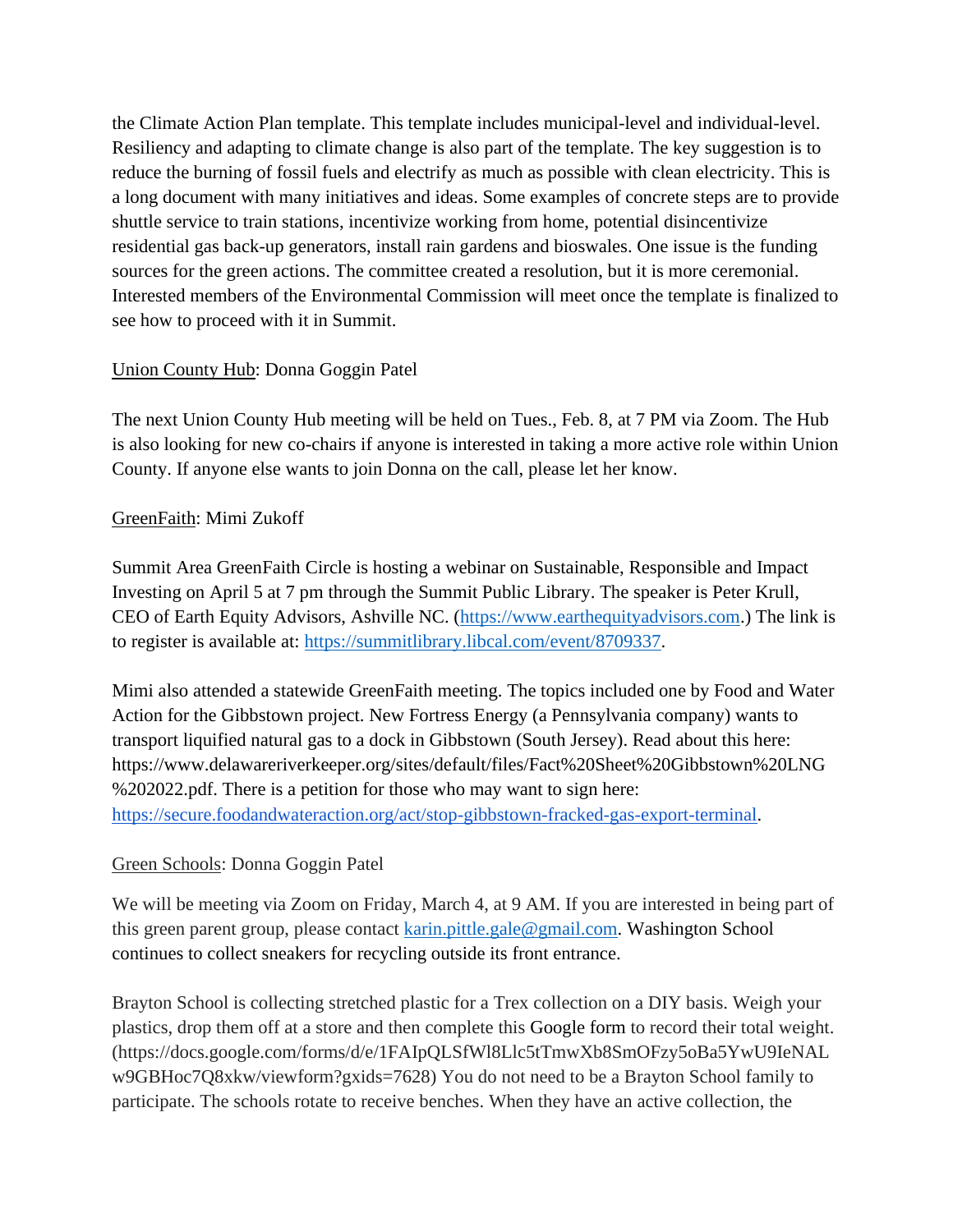the Climate Action Plan template. This template includes municipal-level and individual-level. Resiliency and adapting to climate change is also part of the template. The key suggestion is to reduce the burning of fossil fuels and electrify as much as possible with clean electricity. This is a long document with many initiatives and ideas. Some examples of concrete steps are to provide shuttle service to train stations, incentivize working from home, potential disincentivize residential gas back-up generators, install rain gardens and bioswales. One issue is the funding sources for the green actions. The committee created a resolution, but it is more ceremonial. Interested members of the Environmental Commission will meet once the template is finalized to see how to proceed with it in Summit.

Union County Hub: Donna Goggin Patel

The next Union County Hub meeting will be held on Tues., Feb. 8, at 7 PM via Zoom. The Hub is also looking for new co-chairs if anyone is interested in taking a more active role within Union County. If anyone else wants to join Donna on the call, please let her know.

GreenFaith: Mimi Zukoff

Summit Area GreenFaith Circle is hosting a webinar on Sustainable, Responsible and Impact Investing on April 5 at 7 pm through the Summit Public Library. The speaker is Peter Krull, CEO of Earth Equity Advisors, Ashville NC. (https://www.earthequityadvisors.com.) The link is to register is available at: https://summitlibrary.libcal.com/event/8709337.

Mimi also attended a statewide GreenFaith meeting. The topics included one by Food and Water Action for the Gibbstown project. New Fortress Energy (a Pennsylvania company) wants to transport liquified natural gas to a dock in Gibbstown (South Jersey). Read about this here: https://www.delawareriverkeeper.org/sites/default/files/Fact%20Sheet%20Gibbstown%20LNG%202022.pdf. There is a petition for those who may want to sign here: https://secure.foodandwateraction.org/act/stop-gibbstown-fracked-gas-export-terminal.

Green Schools: Donna Goggin Patel

We will be meeting via Zoom on Friday, March 4, at 9 AM. If you are interested in being part of this green parent group, please contact karin.pittle.gale@gmail.com. Washington School continues to collect sneakers for recycling outside its front entrance.

Brayton School is collecting stretched plastic for a Trex collection on a DIY basis. Weigh your plastics, drop them off at a store and then complete this Google form to record their total weight. (https://docs.google.com/forms/d/e/1FAIpQLSfWl8Llc5tTmwXb8SmOFzy5oBa5YwU9IeNALw9GBHoc7Q8xkw/viewform?gxids=7628) You do not need to be a Brayton School family to participate. The schools rotate to receive benches. When they have an active collection, the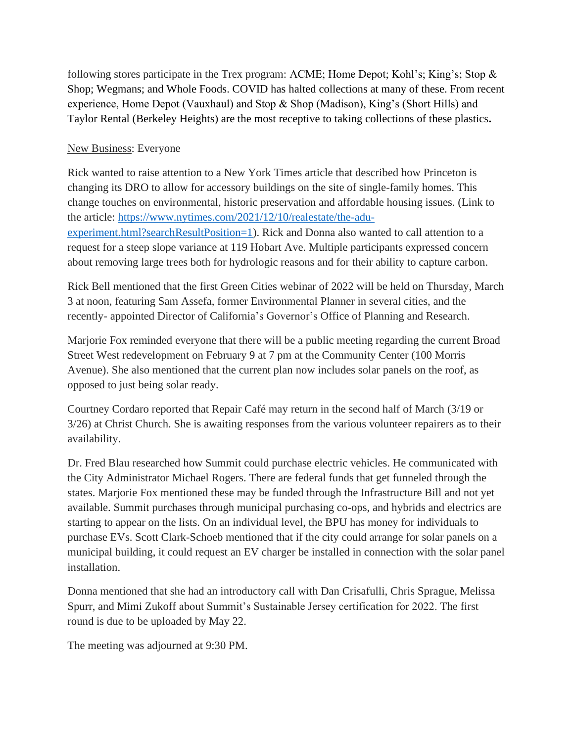following stores participate in the Trex program: ACME; Home Depot; Kohl's; King's; Stop & Shop; Wegmans; and Whole Foods. COVID has halted collections at many of these. From recent experience, Home Depot (Vauxhaul) and Stop & Shop (Madison), King's (Short Hills) and Taylor Rental (Berkeley Heights) are the most receptive to taking collections of these plastics**.**

New Business: Everyone

Rick wanted to raise attention to a New York Times article that described how Princeton is changing its DRO to allow for accessory buildings on the site of single-family homes. This change touches on environmental, historic preservation and affordable housing issues. (Link to the article: [https://www.nytimes.com/2021/12/10/realestate/the-adu-experiment.html?searchResultPosition=1](https://www.nytimes.com/2021/12/10/realestate/the-adu-experiment.html?searchResultPosition=1)). Rick and Donna also wanted to call attention to a request for a steep slope variance at 119 Hobart Ave. Multiple participants expressed concern about removing large trees both for hydrologic reasons and for their ability to capture carbon.

Rick Bell mentioned that the first Green Cities webinar of 2022 will be held on Thursday, March 3 at noon, featuring Sam Assefa, former Environmental Planner in several cities, and the recently- appointed Director of California's Governor's Office of Planning and Research.

Marjorie Fox reminded everyone that there will be a public meeting regarding the current Broad Street West redevelopment on February 9 at 7 pm at the Community Center (100 Morris Avenue). She also mentioned that the current plan now includes solar panels on the roof, as opposed to just being solar ready.

Courtney Cordaro reported that Repair Café may return in the second half of March (3/19 or 3/26) at Christ Church. She is awaiting responses from the various volunteer repairers as to their availability.

Dr. Fred Blau researched how Summit could purchase electric vehicles. He communicated with the City Administrator Michael Rogers. There are federal funds that get funneled through the states. Marjorie Fox mentioned these may be funded through the Infrastructure Bill and not yet available. Summit purchases through municipal purchasing co-ops, and hybrids and electrics are starting to appear on the lists. On an individual level, the BPU has money for individuals to purchase EVs. Scott Clark-Schoeb mentioned that if the city could arrange for solar panels on a municipal building, it could request an EV charger be installed in connection with the solar panel installation.

Donna mentioned that she had an introductory call with Dan Crisafulli, Chris Sprague, Melissa Spurr, and Mimi Zukoff about Summit's Sustainable Jersey certification for 2022. The first round is due to be uploaded by May 22.

The meeting was adjourned at 9:30 PM.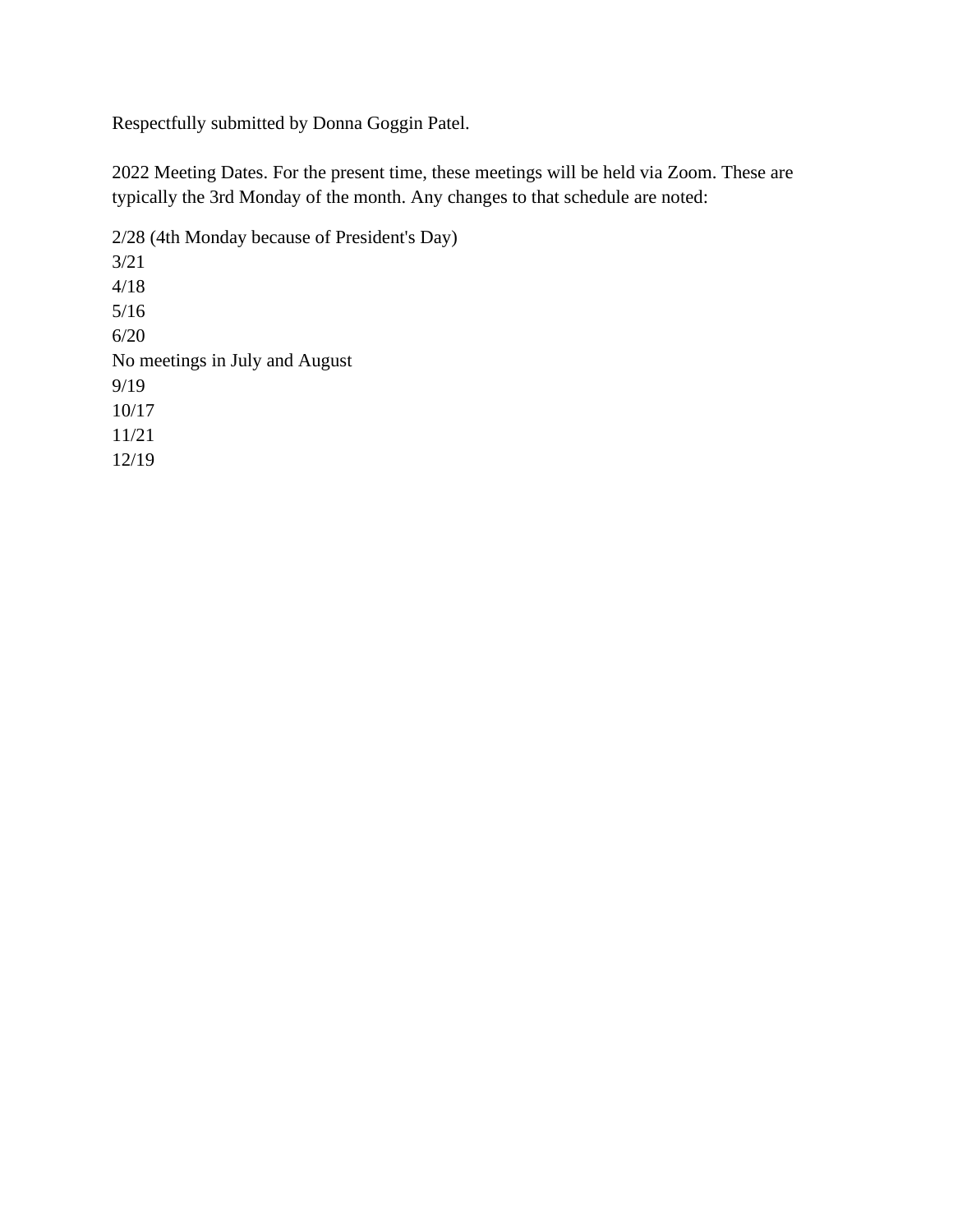Respectfully submitted by Donna Goggin Patel.

2022 Meeting Dates. For the present time, these meetings will be held via Zoom. These are typically the 3rd Monday of the month. Any changes to that schedule are noted:

2/28 (4th Monday because of President's Day)  
3/21  
4/18  
5/16  
6/20  
No meetings in July and August  
9/19  
10/17  
11/21  
12/19